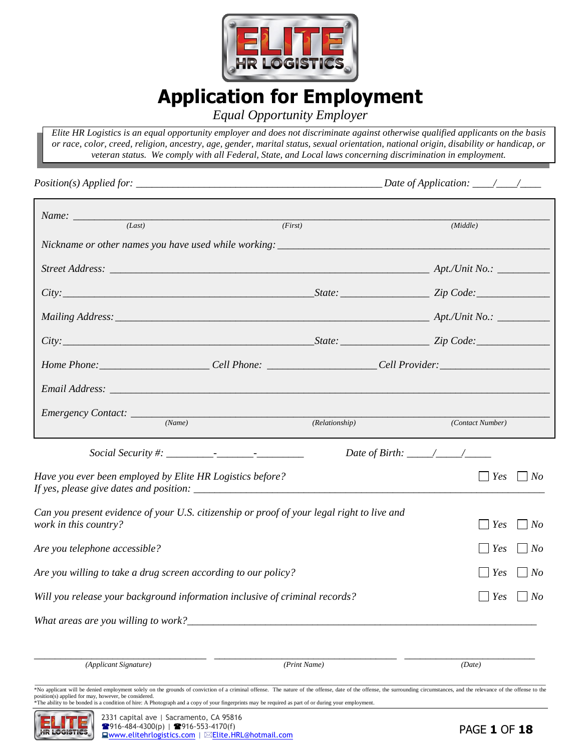# Application for Employment

*Equal Opportunity Employer*

*Elite HR Logistics is an equal opportunity employer and does not discriminate against otherwise qualified applicants on the basis or race, color, creed, religion, ancestry, age, gender, marital status, sexual orientation, national origin, disability or handicap, or veteran status. We comply with all Federal, State, and Local laws concerning discrimination in employment.*

*Position(s) Applied for:* ______________________________________________ *Date of Application:* ____/____/____

*Name:* ________________________________________________________________________________
*(Last)* *(First)* *(Middle)*

*Nickname or other names you have used while working:* ______________________________________________

*Street Address:* ____________________________________________________________ *Apt./Unit No.:* __________

*City:*______________________________________________*State:* ________________ *Zip Code:*_____________

*Mailing Address:* ___________________________________________________________ *Apt./Unit No.:* __________

*City:*______________________________________________*State:* ________________ *Zip Code:*_____________

*Home Phone:*____________________ *Cell Phone:* ____________________*Cell Provider:*____________________

*Email Address:* ____________________________________________________________________________________

*Emergency Contact:* ________________________________________________________________________________
*(Name)* *(Relationship)* *(Contact Number)*

*Social Security #:* _________-_______-_________ *Date of Birth:* _____/_____/_____

*Have you ever been employed by Elite HR Logistics before?* ☐ *Yes* ☐ *No*
*If yes, please give dates and position:* ____________________________________________________________________

*Can you present evidence of your U.S. citizenship or proof of your legal right to live and work in this country?* ☐ *Yes* ☐ *No*

*Are you telephone accessible?* ☐ *Yes* ☐ *No*

*Are you willing to take a drug screen according to our policy?* ☐ *Yes* ☐ *No*

*Will you release your background information inclusive of criminal records?* ☐ *Yes* ☐ *No*

*What areas are you willing to work?*_____________________________________________________________________

_________________________________ _________________________________ _________________________
*(Applicant Signature)* *(Print Name)* *(Date)*

*No applicant will be denied employment solely on the grounds of conviction of a criminal offense. The nature of the offense, date of the offense, the surrounding circumstances, and the relevance of the offense to the position(s) applied for may, however, be considered.
*The ability to be bonded is a condition of hire: A Photograph and a copy of your fingerprints may be required as part of or during your employment.

2331 capital ave | Sacramento, CA 95816
916-484-4300(p) | 916-553-4170(f)
www.elitehrlogistics.com | Elite.HRL@hotmail.com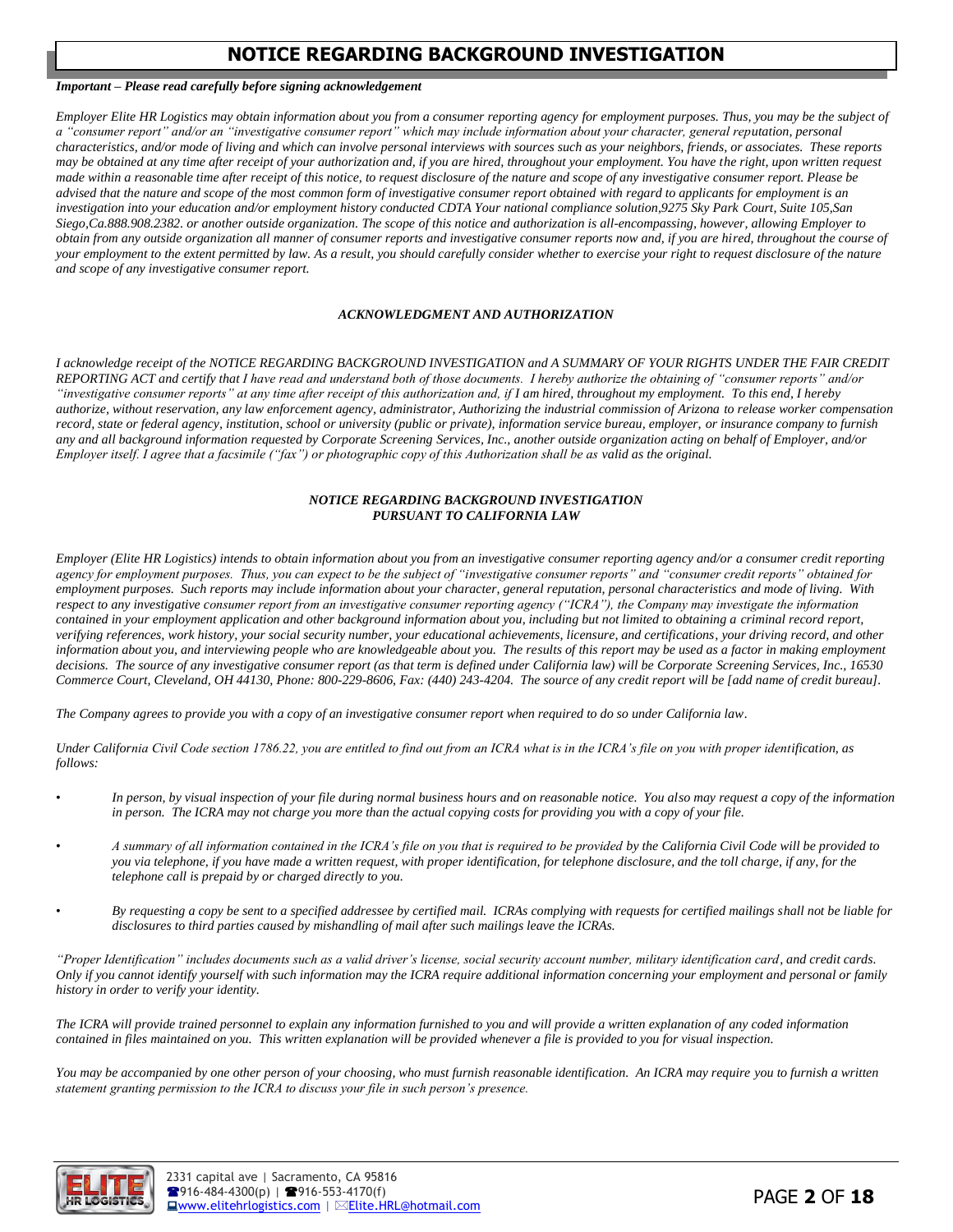# NOTICE REGARDING BACKGROUND INVESTIGATION

***Important – Please read carefully before signing acknowledgement***

*Employer Elite HR Logistics may obtain information about you from a consumer reporting agency for employment purposes. Thus, you may be the subject of a "consumer report" and/or an "investigative consumer report" which may include information about your character, general reputation, personal characteristics, and/or mode of living and which can involve personal interviews with sources such as your neighbors, friends, or associates. These reports may be obtained at any time after receipt of your authorization and, if you are hired, throughout your employment. You have the right, upon written request made within a reasonable time after receipt of this notice, to request disclosure of the nature and scope of any investigative consumer report. Please be advised that the nature and scope of the most common form of investigative consumer report obtained with regard to applicants for employment is an investigation into your education and/or employment history conducted CDTA Your national compliance solution,9275 Sky Park Court, Suite 105,San Siego,Ca.888.908.2382. or another outside organization. The scope of this notice and authorization is all-encompassing, however, allowing Employer to obtain from any outside organization all manner of consumer reports and investigative consumer reports now and, if you are hired, throughout the course of your employment to the extent permitted by law. As a result, you should carefully consider whether to exercise your right to request disclosure of the nature and scope of any investigative consumer report.*

### *ACKNOWLEDGMENT AND AUTHORIZATION*

*I acknowledge receipt of the NOTICE REGARDING BACKGROUND INVESTIGATION and A SUMMARY OF YOUR RIGHTS UNDER THE FAIR CREDIT REPORTING ACT and certify that I have read and understand both of those documents. I hereby authorize the obtaining of "consumer reports" and/or "investigative consumer reports" at any time after receipt of this authorization and, if I am hired, throughout my employment. To this end, I hereby authorize, without reservation, any law enforcement agency, administrator, Authorizing the industrial commission of Arizona to release worker compensation record, state or federal agency, institution, school or university (public or private), information service bureau, employer, or insurance company to furnish any and all background information requested by Corporate Screening Services, Inc., another outside organization acting on behalf of Employer, and/or Employer itself. I agree that a facsimile ("fax") or photographic copy of this Authorization shall be as valid as the original.*

### *NOTICE REGARDING BACKGROUND INVESTIGATION PURSUANT TO CALIFORNIA LAW*

*Employer (Elite HR Logistics) intends to obtain information about you from an investigative consumer reporting agency and/or a consumer credit reporting agency for employment purposes. Thus, you can expect to be the subject of "investigative consumer reports" and "consumer credit reports" obtained for employment purposes. Such reports may include information about your character, general reputation, personal characteristics and mode of living. With respect to any investigative consumer report from an investigative consumer reporting agency ("ICRA"), the Company may investigate the information contained in your employment application and other background information about you, including but not limited to obtaining a criminal record report, verifying references, work history, your social security number, your educational achievements, licensure, and certifications, your driving record, and other information about you, and interviewing people who are knowledgeable about you. The results of this report may be used as a factor in making employment decisions. The source of any investigative consumer report (as that term is defined under California law) will be Corporate Screening Services, Inc., 16530 Commerce Court, Cleveland, OH 44130, Phone: 800-229-8606, Fax: (440) 243-4204. The source of any credit report will be [add name of credit bureau].*

*The Company agrees to provide you with a copy of an investigative consumer report when required to do so under California law.*

*Under California Civil Code section 1786.22, you are entitled to find out from an ICRA what is in the ICRA's file on you with proper identification, as follows:*

- *In person, by visual inspection of your file during normal business hours and on reasonable notice. You also may request a copy of the information in person. The ICRA may not charge you more than the actual copying costs for providing you with a copy of your file.*
- *A summary of all information contained in the ICRA's file on you that is required to be provided by the California Civil Code will be provided to you via telephone, if you have made a written request, with proper identification, for telephone disclosure, and the toll charge, if any, for the telephone call is prepaid by or charged directly to you.*
- *By requesting a copy be sent to a specified addressee by certified mail. ICRAs complying with requests for certified mailings shall not be liable for disclosures to third parties caused by mishandling of mail after such mailings leave the ICRAs.*

*"Proper Identification" includes documents such as a valid driver's license, social security account number, military identification card, and credit cards. Only if you cannot identify yourself with such information may the ICRA require additional information concerning your employment and personal or family history in order to verify your identity.*

*The ICRA will provide trained personnel to explain any information furnished to you and will provide a written explanation of any coded information contained in files maintained on you. This written explanation will be provided whenever a file is provided to you for visual inspection.*

*You may be accompanied by one other person of your choosing, who must furnish reasonable identification. An ICRA may require you to furnish a written statement granting permission to the ICRA to discuss your file in such person's presence.*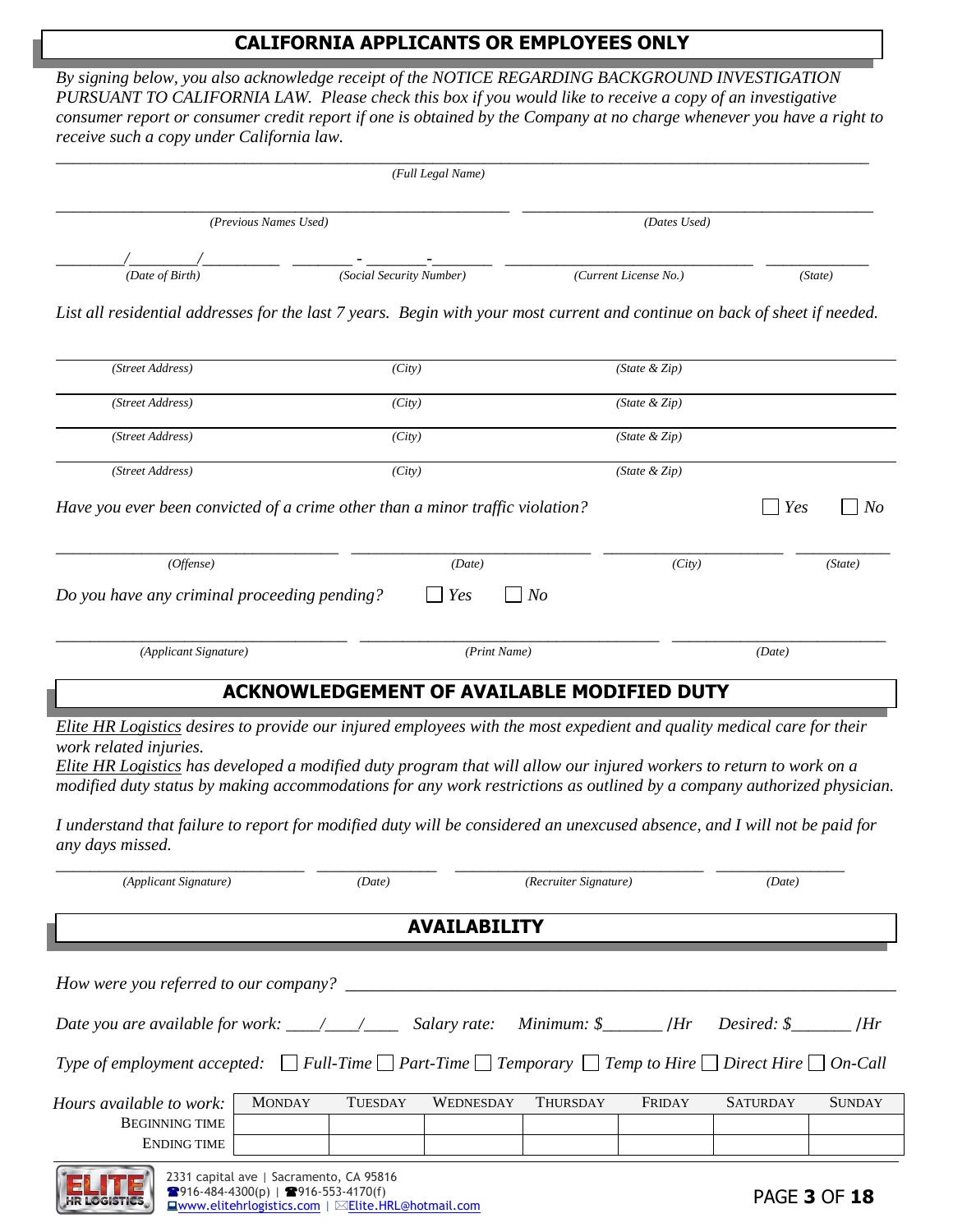## CALIFORNIA APPLICANTS OR EMPLOYEES ONLY

*By signing below, you also acknowledge receipt of the NOTICE REGARDING BACKGROUND INVESTIGATION PURSUANT TO CALIFORNIA LAW. Please check this box if you would like to receive a copy of an investigative consumer report or consumer credit report if one is obtained by the Company at no charge whenever you have a right to receive such a copy under California law.*

_______________________________________________
*(Full Legal Name)*

_______________________________ _______________________________
*(Previous Names Used)* *(Dates Used)*

_____/_____/_____ ______-______-______ ____________________ __________
*(Date of Birth)* *(Social Security Number)* *(Current License No.)* *(State)*

*List all residential addresses for the last 7 years. Begin with your most current and continue on back of sheet if needed.*

| *(Street Address)* | *(City)* | *(State & Zip)* |
|---|---|---|
| *(Street Address)* | *(City)* | *(State & Zip)* |
| *(Street Address)* | *(City)* | *(State & Zip)* |
| *(Street Address)* | *(City)* | *(State & Zip)* |

*Have you ever been convicted of a crime other than a minor traffic violation?* ☐ *Yes* ☐ *No*

____________________ ____________________ ____________________ __________
*(Offense)* *(Date)* *(City)* *(State)*

*Do you have any criminal proceeding pending?* ☐ *Yes* ☐ *No*

____________________ ____________________ ____________________
*(Applicant Signature)* *(Print Name)* *(Date)*

## ACKNOWLEDGEMENT OF AVAILABLE MODIFIED DUTY

*Elite HR Logistics desires to provide our injured employees with the most expedient and quality medical care for their work related injuries.*
*Elite HR Logistics has developed a modified duty program that will allow our injured workers to return to work on a modified duty status by making accommodations for any work restrictions as outlined by a company authorized physician.*

*I understand that failure to report for modified duty will be considered an unexcused absence, and I will not be paid for any days missed.*

____________________ __________ ____________________ __________
*(Applicant Signature)* *(Date)* *(Recruiter Signature)* *(Date)*

## AVAILABILITY

*How were you referred to our company?* ________________________________

*Date you are available for work:* \_\_\_\_/\_\_\_\_/\_\_\_\_ *Salary rate: Minimum: $\_\_\_\_\_\_\_ /Hr Desired: $\_\_\_\_\_\_\_ /Hr*

*Type of employment accepted:* ☐ *Full-Time* ☐ *Part-Time* ☐ *Temporary* ☐ *Temp to Hire* ☐ *Direct Hire* ☐ *On-Call*

| *Hours available to work:* | Monday | Tuesday | Wednesday | Thursday | Friday | Saturday | Sunday |
|---|---|---|---|---|---|---|---|
| Beginning Time | | | | | | | |
| Ending Time | | | | | | | |

2331 capital ave | Sacramento, CA 95816
916-484-4300(p) | 916-553-4170(f)
www.elitehrlogistics.com | Elite.HRL@hotmail.com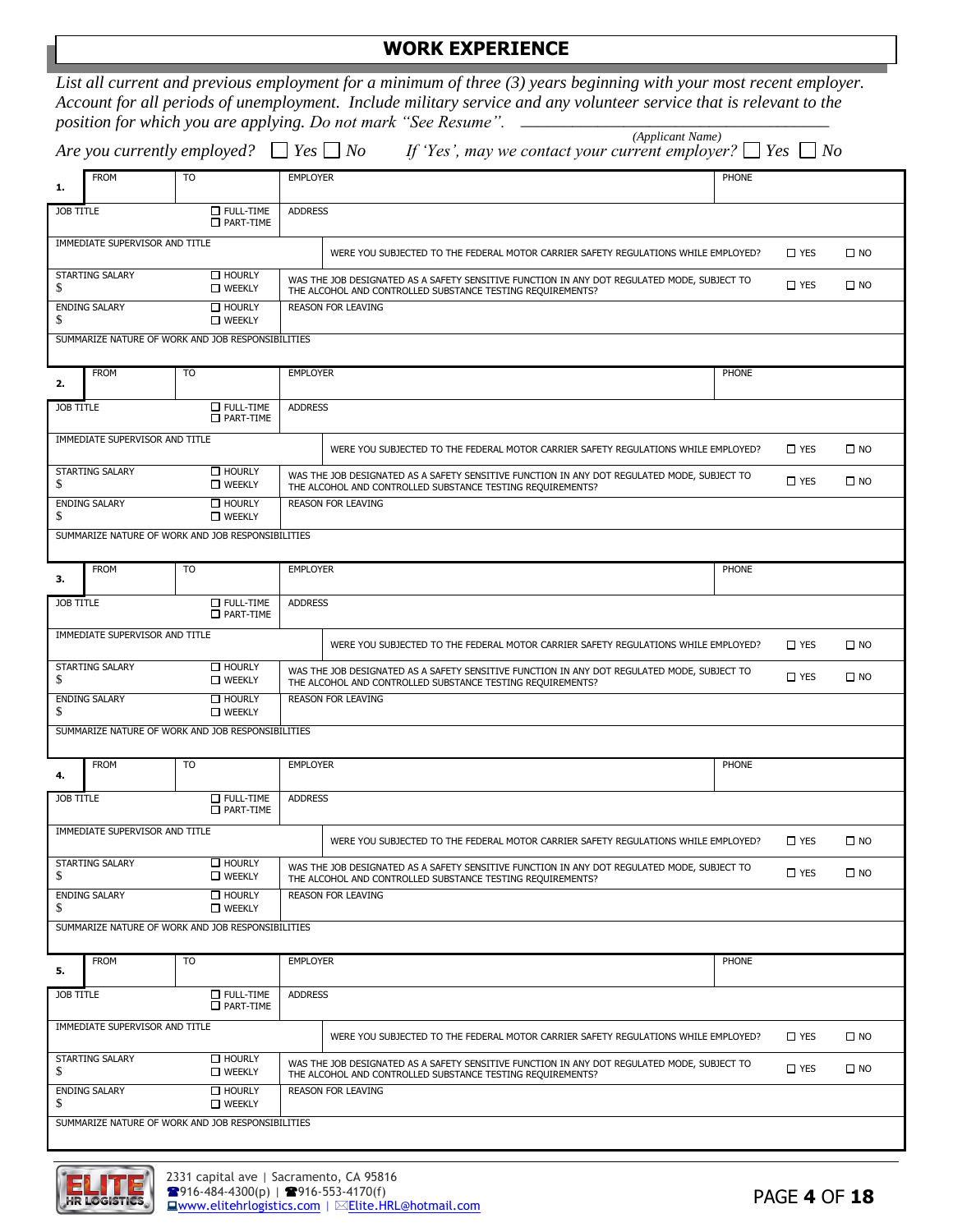# WORK EXPERIENCE

*List all current and previous employment for a minimum of three (3) years beginning with your most recent employer. Account for all periods of unemployment. Include military service and any volunteer service that is relevant to the position for which you are applying. Do not mark "See Resume".* ______________________________
*(Applicant Name)*

*Are you currently employed?* ☐ *Yes* ☐ *No*    *If 'Yes', may we contact your current employer?* ☐ *Yes* ☐ *No*

| **1.** FROM | TO | EMPLOYER | | PHONE |
|---|---|---|---|---|
| JOB TITLE | ☐ FULL-TIME ☐ PART-TIME | ADDRESS | | |
| IMMEDIATE SUPERVISOR AND TITLE | | WERE YOU SUBJECTED TO THE FEDERAL MOTOR CARRIER SAFETY REGULATIONS WHILE EMPLOYED? | ☐ YES | ☐ NO |
| STARTING SALARY $ | ☐ HOURLY ☐ WEEKLY | WAS THE JOB DESIGNATED AS A SAFETY SENSITIVE FUNCTION IN ANY DOT REGULATED MODE, SUBJECT TO THE ALCOHOL AND CONTROLLED SUBSTANCE TESTING REQUIREMENTS? | ☐ YES | ☐ NO |
| ENDING SALARY $ | ☐ HOURLY ☐ WEEKLY | REASON FOR LEAVING | | |
| SUMMARIZE NATURE OF WORK AND JOB RESPONSIBILITIES | | | | |

| **2.** FROM | TO | EMPLOYER | | PHONE |
|---|---|---|---|---|
| JOB TITLE | ☐ FULL-TIME ☐ PART-TIME | ADDRESS | | |
| IMMEDIATE SUPERVISOR AND TITLE | | WERE YOU SUBJECTED TO THE FEDERAL MOTOR CARRIER SAFETY REGULATIONS WHILE EMPLOYED? | ☐ YES | ☐ NO |
| STARTING SALARY $ | ☐ HOURLY ☐ WEEKLY | WAS THE JOB DESIGNATED AS A SAFETY SENSITIVE FUNCTION IN ANY DOT REGULATED MODE, SUBJECT TO THE ALCOHOL AND CONTROLLED SUBSTANCE TESTING REQUIREMENTS? | ☐ YES | ☐ NO |
| ENDING SALARY $ | ☐ HOURLY ☐ WEEKLY | REASON FOR LEAVING | | |
| SUMMARIZE NATURE OF WORK AND JOB RESPONSIBILITIES | | | | |

| **3.** FROM | TO | EMPLOYER | | PHONE |
|---|---|---|---|---|
| JOB TITLE | ☐ FULL-TIME ☐ PART-TIME | ADDRESS | | |
| IMMEDIATE SUPERVISOR AND TITLE | | WERE YOU SUBJECTED TO THE FEDERAL MOTOR CARRIER SAFETY REGULATIONS WHILE EMPLOYED? | ☐ YES | ☐ NO |
| STARTING SALARY $ | ☐ HOURLY ☐ WEEKLY | WAS THE JOB DESIGNATED AS A SAFETY SENSITIVE FUNCTION IN ANY DOT REGULATED MODE, SUBJECT TO THE ALCOHOL AND CONTROLLED SUBSTANCE TESTING REQUIREMENTS? | ☐ YES | ☐ NO |
| ENDING SALARY $ | ☐ HOURLY ☐ WEEKLY | REASON FOR LEAVING | | |
| SUMMARIZE NATURE OF WORK AND JOB RESPONSIBILITIES | | | | |

| **4.** FROM | TO | EMPLOYER | | PHONE |
|---|---|---|---|---|
| JOB TITLE | ☐ FULL-TIME ☐ PART-TIME | ADDRESS | | |
| IMMEDIATE SUPERVISOR AND TITLE | | WERE YOU SUBJECTED TO THE FEDERAL MOTOR CARRIER SAFETY REGULATIONS WHILE EMPLOYED? | ☐ YES | ☐ NO |
| STARTING SALARY $ | ☐ HOURLY ☐ WEEKLY | WAS THE JOB DESIGNATED AS A SAFETY SENSITIVE FUNCTION IN ANY DOT REGULATED MODE, SUBJECT TO THE ALCOHOL AND CONTROLLED SUBSTANCE TESTING REQUIREMENTS? | ☐ YES | ☐ NO |
| ENDING SALARY $ | ☐ HOURLY ☐ WEEKLY | REASON FOR LEAVING | | |
| SUMMARIZE NATURE OF WORK AND JOB RESPONSIBILITIES | | | | |

| **5.** FROM | TO | EMPLOYER | | PHONE |
|---|---|---|---|---|
| JOB TITLE | ☐ FULL-TIME ☐ PART-TIME | ADDRESS | | |
| IMMEDIATE SUPERVISOR AND TITLE | | WERE YOU SUBJECTED TO THE FEDERAL MOTOR CARRIER SAFETY REGULATIONS WHILE EMPLOYED? | ☐ YES | ☐ NO |
| STARTING SALARY $ | ☐ HOURLY ☐ WEEKLY | WAS THE JOB DESIGNATED AS A SAFETY SENSITIVE FUNCTION IN ANY DOT REGULATED MODE, SUBJECT TO THE ALCOHOL AND CONTROLLED SUBSTANCE TESTING REQUIREMENTS? | ☐ YES | ☐ NO |
| ENDING SALARY $ | ☐ HOURLY ☐ WEEKLY | REASON FOR LEAVING | | |
| SUMMARIZE NATURE OF WORK AND JOB RESPONSIBILITIES | | | | |

2331 capital ave | Sacramento, CA 95816
916-484-4300(p) | 916-553-4170(f)
www.elitehrlogistics.com | Elite.HRL@hotmail.com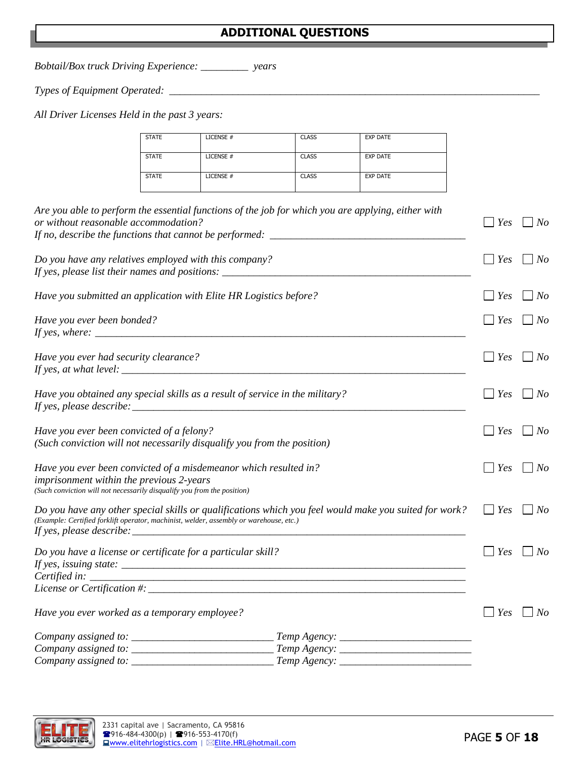## ADDITIONAL QUESTIONS

*Bobtail/Box truck Driving Experience: _________ years*

*Types of Equipment Operated: ___________________________________________________________________________*

*All Driver Licenses Held in the past 3 years:*

| STATE | LICENSE # | CLASS | EXP DATE |
|---|---|---|---|
| STATE | LICENSE # | CLASS | EXP DATE |
| STATE | LICENSE # | CLASS | EXP DATE |

*Are you able to perform the essential functions of the job for which you are applying, either with or without reasonable accommodation?* ☐ *Yes* ☐ *No*
*If no, describe the functions that cannot be performed: _____________________________________*

*Do you have any relatives employed with this company?* ☐ *Yes* ☐ *No*
*If yes, please list their names and positions: _______________________________________________*

*Have you submitted an application with Elite HR Logistics before?* ☐ *Yes* ☐ *No*

*Have you ever been bonded?* ☐ *Yes* ☐ *No*
*If yes, where: ____________________________________________________________________________*

*Have you ever had security clearance?* ☐ *Yes* ☐ *No*
*If yes, at what level: ______________________________________________________________________*

*Have you obtained any special skills as a result of service in the military?* ☐ *Yes* ☐ *No*
*If yes, please describe: ____________________________________________________________________*

*Have you ever been convicted of a felony?* ☐ *Yes* ☐ *No*
*(Such conviction will not necessarily disqualify you from the position)*

*Have you ever been convicted of a misdemeanor which resulted in? imprisonment within the previous 2-years* ☐ *Yes* ☐ *No*
*(Such conviction will not necessarily disqualify you from the position)*

*Do you have any other special skills or qualifications which you feel would make you suited for work?* ☐ *Yes* ☐ *No*
*(Example: Certified forklift operator, machinist, welder, assembly or warehouse, etc.)*
*If yes, please describe: ____________________________________________________________________*

*Do you have a license or certificate for a particular skill?* ☐ *Yes* ☐ *No*
*If yes, issuing state: ______________________________________________________________________*
*Certified in: _____________________________________________________________________________*
*License or Certification #: _________________________________________________________________*

*Have you ever worked as a temporary employee?* ☐ *Yes* ☐ *No*

*Company assigned to: ___________________________ Temp Agency: _________________________*
*Company assigned to: ___________________________ Temp Agency: _________________________*
*Company assigned to: ___________________________ Temp Agency: _________________________*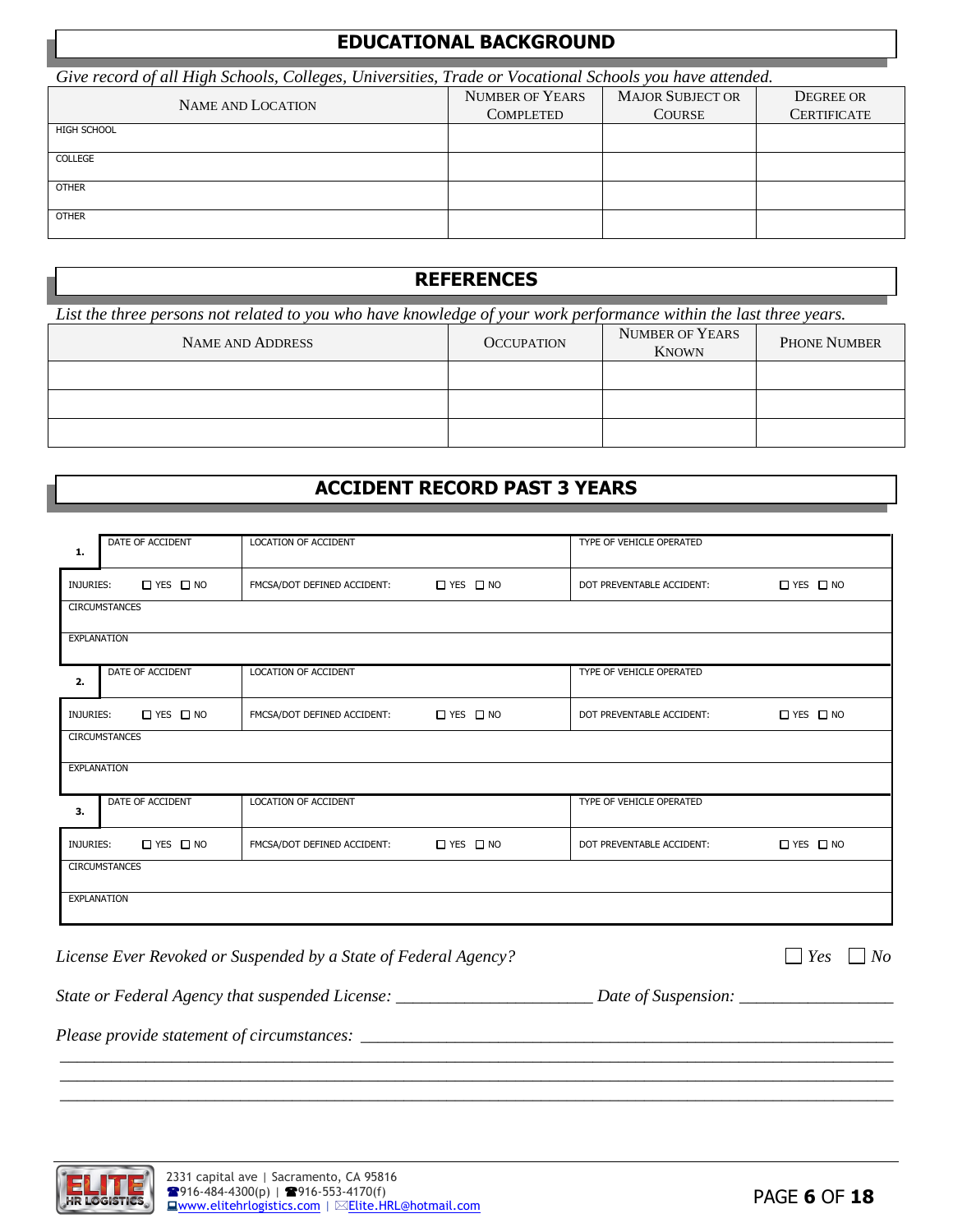## EDUCATIONAL BACKGROUND

*Give record of all High Schools, Colleges, Universities, Trade or Vocational Schools you have attended.*

| Name and Location | Number of Years Completed | Major Subject or Course | Degree or Certificate |
|---|---|---|---|
| HIGH SCHOOL | | | |
| COLLEGE | | | |
| OTHER | | | |
| OTHER | | | |

## REFERENCES

*List the three persons not related to you who have knowledge of your work performance within the last three years.*

| Name and Address | Occupation | Number of Years Known | Phone Number |
|---|---|---|---|
| | | | |
| | | | |
| | | | |

## ACCIDENT RECORD PAST 3 YEARS

**1.**

| DATE OF ACCIDENT | LOCATION OF ACCIDENT | TYPE OF VEHICLE OPERATED |
|---|---|---|
| INJURIES: ☐ YES ☐ NO | FMCSA/DOT DEFINED ACCIDENT: ☐ YES ☐ NO | DOT PREVENTABLE ACCIDENT: ☐ YES ☐ NO |
| CIRCUMSTANCES | | |
| EXPLANATION | | |

**2.**

| DATE OF ACCIDENT | LOCATION OF ACCIDENT | TYPE OF VEHICLE OPERATED |
|---|---|---|
| INJURIES: ☐ YES ☐ NO | FMCSA/DOT DEFINED ACCIDENT: ☐ YES ☐ NO | DOT PREVENTABLE ACCIDENT: ☐ YES ☐ NO |
| CIRCUMSTANCES | | |
| EXPLANATION | | |

**3.**

| DATE OF ACCIDENT | LOCATION OF ACCIDENT | TYPE OF VEHICLE OPERATED |
|---|---|---|
| INJURIES: ☐ YES ☐ NO | FMCSA/DOT DEFINED ACCIDENT: ☐ YES ☐ NO | DOT PREVENTABLE ACCIDENT: ☐ YES ☐ NO |
| CIRCUMSTANCES | | |
| EXPLANATION | | |

*License Ever Revoked or Suspended by a State of Federal Agency?* ☐ *Yes* ☐ *No*

*State or Federal Agency that suspended License:* ______________________ *Date of Suspension:* _________________

*Please provide statement of circumstances:* ____________________________________________________________

______________________________________________________________________________________________

______________________________________________________________________________________________

______________________________________________________________________________________________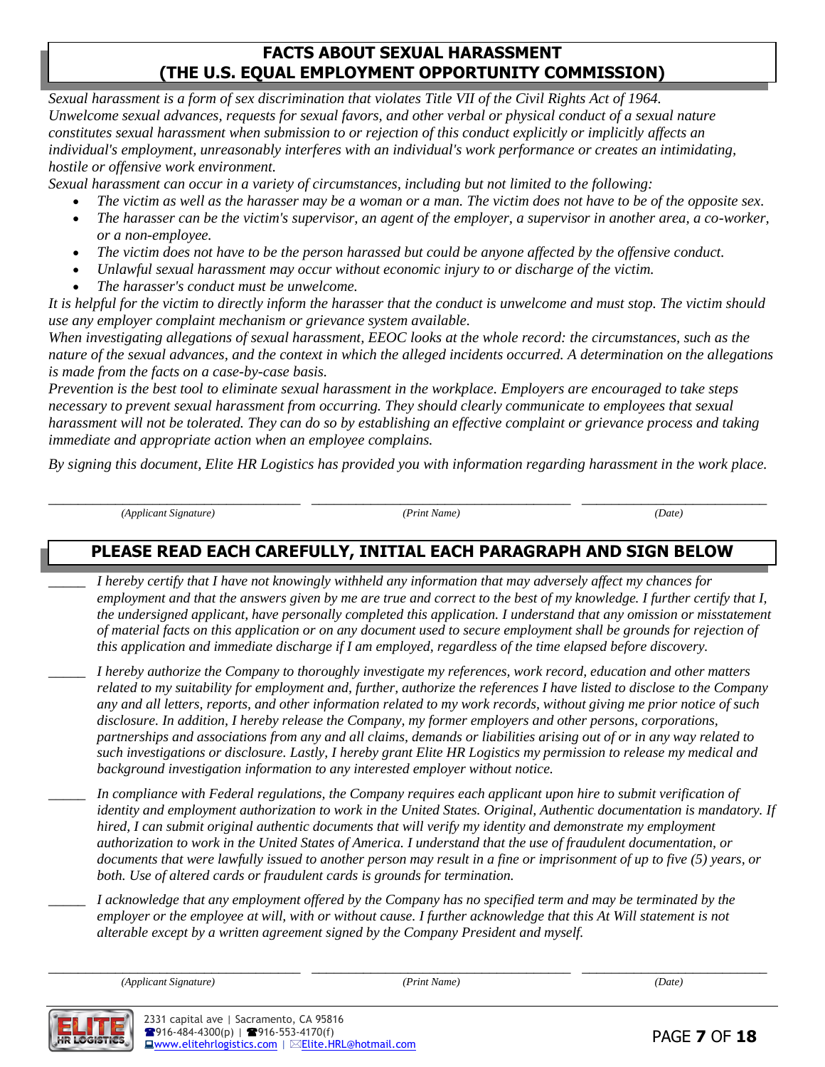## FACTS ABOUT SEXUAL HARASSMENT (THE U.S. EQUAL EMPLOYMENT OPPORTUNITY COMMISSION)

*Sexual harassment is a form of sex discrimination that violates Title VII of the Civil Rights Act of 1964. Unwelcome sexual advances, requests for sexual favors, and other verbal or physical conduct of a sexual nature constitutes sexual harassment when submission to or rejection of this conduct explicitly or implicitly affects an individual's employment, unreasonably interferes with an individual's work performance or creates an intimidating, hostile or offensive work environment.*

*Sexual harassment can occur in a variety of circumstances, including but not limited to the following:*

- *The victim as well as the harasser may be a woman or a man. The victim does not have to be of the opposite sex.*
- *The harasser can be the victim's supervisor, an agent of the employer, a supervisor in another area, a co-worker, or a non-employee.*
- *The victim does not have to be the person harassed but could be anyone affected by the offensive conduct.*
- *Unlawful sexual harassment may occur without economic injury to or discharge of the victim.*
- *The harasser's conduct must be unwelcome.*

*It is helpful for the victim to directly inform the harasser that the conduct is unwelcome and must stop. The victim should use any employer complaint mechanism or grievance system available.*

*When investigating allegations of sexual harassment, EEOC looks at the whole record: the circumstances, such as the nature of the sexual advances, and the context in which the alleged incidents occurred. A determination on the allegations is made from the facts on a case-by-case basis.*

*Prevention is the best tool to eliminate sexual harassment in the workplace. Employers are encouraged to take steps necessary to prevent sexual harassment from occurring. They should clearly communicate to employees that sexual harassment will not be tolerated. They can do so by establishing an effective complaint or grievance process and taking immediate and appropriate action when an employee complains.*

*By signing this document, Elite HR Logistics has provided you with information regarding harassment in the work place.*

___________________________________ ___________________________________ __________________________

*(Applicant Signature)* *(Print Name)* *(Date)*

## PLEASE READ EACH CAREFULLY, INITIAL EACH PARAGRAPH AND SIGN BELOW

_____ *I hereby certify that I have not knowingly withheld any information that may adversely affect my chances for employment and that the answers given by me are true and correct to the best of my knowledge. I further certify that I, the undersigned applicant, have personally completed this application. I understand that any omission or misstatement of material facts on this application or on any document used to secure employment shall be grounds for rejection of this application and immediate discharge if I am employed, regardless of the time elapsed before discovery.*

_____ *I hereby authorize the Company to thoroughly investigate my references, work record, education and other matters related to my suitability for employment and, further, authorize the references I have listed to disclose to the Company any and all letters, reports, and other information related to my work records, without giving me prior notice of such disclosure. In addition, I hereby release the Company, my former employers and other persons, corporations, partnerships and associations from any and all claims, demands or liabilities arising out of or in any way related to such investigations or disclosure. Lastly, I hereby grant Elite HR Logistics my permission to release my medical and background investigation information to any interested employer without notice.*

_____ *In compliance with Federal regulations, the Company requires each applicant upon hire to submit verification of identity and employment authorization to work in the United States. Original, Authentic documentation is mandatory. If hired, I can submit original authentic documents that will verify my identity and demonstrate my employment authorization to work in the United States of America. I understand that the use of fraudulent documentation, or documents that were lawfully issued to another person may result in a fine or imprisonment of up to five (5) years, or both. Use of altered cards or fraudulent cards is grounds for termination.*

_____ *I acknowledge that any employment offered by the Company has no specified term and may be terminated by the employer or the employee at will, with or without cause. I further acknowledge that this At Will statement is not alterable except by a written agreement signed by the Company President and myself.*

___________________________________ ___________________________________ __________________________

*(Applicant Signature)* *(Print Name)* *(Date)*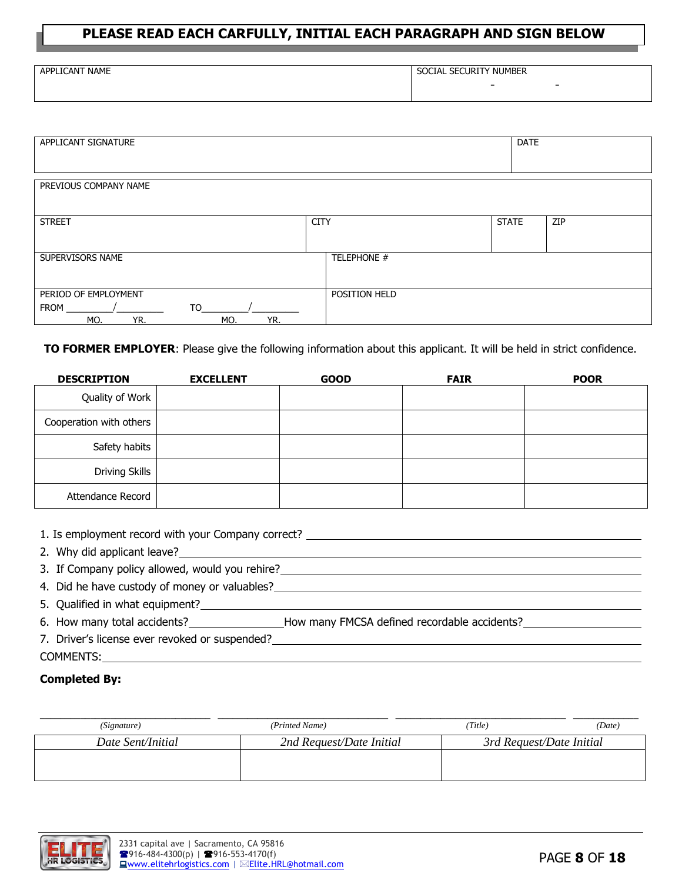## PLEASE READ EACH CARFULLY, INITIAL EACH PARAGRAPH AND SIGN BELOW

| APPLICANT NAME | SOCIAL SECURITY NUMBER |
|---|---|
| | - - |

| APPLICANT SIGNATURE | DATE |
|---|---|
| | |

| PREVIOUS COMPANY NAME | | | |
|---|---|---|---|
| STREET | CITY | STATE | ZIP |
| SUPERVISORS NAME | TELEPHONE # | | |
| PERIOD OF EMPLOYMENT FROM ______/______ (MO. YR.) TO______/______ (MO. YR.) | POSITION HELD | | |

**TO FORMER EMPLOYER**: Please give the following information about this applicant. It will be held in strict confidence.

| DESCRIPTION | EXCELLENT | GOOD | FAIR | POOR |
|---|---|---|---|---|
| Quality of Work | | | | |
| Cooperation with others | | | | |
| Safety habits | | | | |
| Driving Skills | | | | |
| Attendance Record | | | | |

1. Is employment record with your Company correct? ______________________
2. Why did applicant leave? ______________________
3. If Company policy allowed, would you rehire? ______________________
4. Did he have custody of money or valuables? ______________________
5. Qualified in what equipment? ______________________
6. How many total accidents? __________ How many FMCSA defined recordable accidents? __________
7. Driver's license ever revoked or suspended? ______________________

COMMENTS: ______________________

**Completed By:**

______________ ______________ ______________ ______________
*(Signature)* *(Printed Name)* *(Title)* *(Date)*

| *Date Sent/Initial* | *2nd Request/Date Initial* | *3rd Request/Date Initial* |
|---|---|---|
| | | |

2331 capital ave | Sacramento, CA 95816
916-484-4300(p) | 916-553-4170(f)
www.elitehrlogistics.com | Elite.HRL@hotmail.com